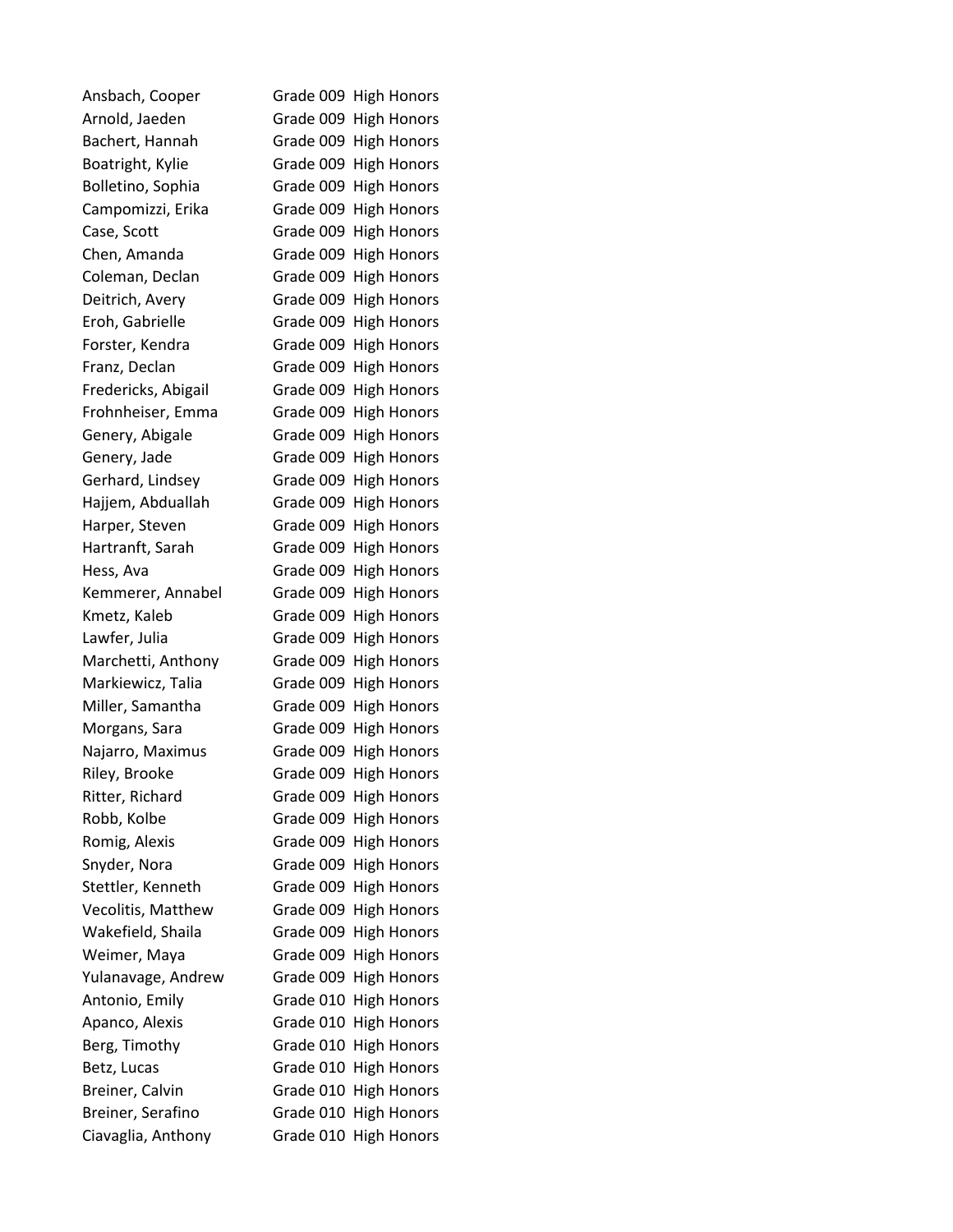Ansbach, Cooper Grade 009 High Honors
Arnold, Jaeden Grade 009 High Honors
Bachert, Hannah Grade 009 High Honors
Boatright, Kylie Grade 009 High Honors
Bolletino, Sophia Grade 009 High Honors
Campomizzi, Erika Grade 009 High Honors
Case, Scott Grade 009 High Honors
Chen, Amanda Grade 009 High Honors
Coleman, Declan Grade 009 High Honors
Deitrich, Avery Grade 009 High Honors
Eroh, Gabrielle Grade 009 High Honors
Forster, Kendra Grade 009 High Honors
Franz, Declan Grade 009 High Honors
Fredericks, Abigail Grade 009 High Honors
Frohnheiser, Emma Grade 009 High Honors
Genery, Abigale Grade 009 High Honors
Genery, Jade Grade 009 High Honors
Gerhard, Lindsey Grade 009 High Honors
Hajjem, Abduallah Grade 009 High Honors
Harper, Steven Grade 009 High Honors
Hartranft, Sarah Grade 009 High Honors
Hess, Ava Grade 009 High Honors
Kemmerer, Annabel Grade 009 High Honors
Kmetz, Kaleb Grade 009 High Honors
Lawfer, Julia Grade 009 High Honors
Marchetti, Anthony Grade 009 High Honors
Markiewicz, Talia Grade 009 High Honors
Miller, Samantha Grade 009 High Honors
Morgans, Sara Grade 009 High Honors
Najarro, Maximus Grade 009 High Honors
Riley, Brooke Grade 009 High Honors
Ritter, Richard Grade 009 High Honors
Robb, Kolbe Grade 009 High Honors
Romig, Alexis Grade 009 High Honors
Snyder, Nora Grade 009 High Honors
Stettler, Kenneth Grade 009 High Honors
Vecolitis, Matthew Grade 009 High Honors
Wakefield, Shaila Grade 009 High Honors
Weimer, Maya Grade 009 High Honors
Yulanavage, Andrew Grade 009 High Honors
Antonio, Emily Grade 010 High Honors
Apanco, Alexis Grade 010 High Honors
Berg, Timothy Grade 010 High Honors
Betz, Lucas Grade 010 High Honors
Breiner, Calvin Grade 010 High Honors
Breiner, Serafino Grade 010 High Honors
Ciavaglia, Anthony Grade 010 High Honors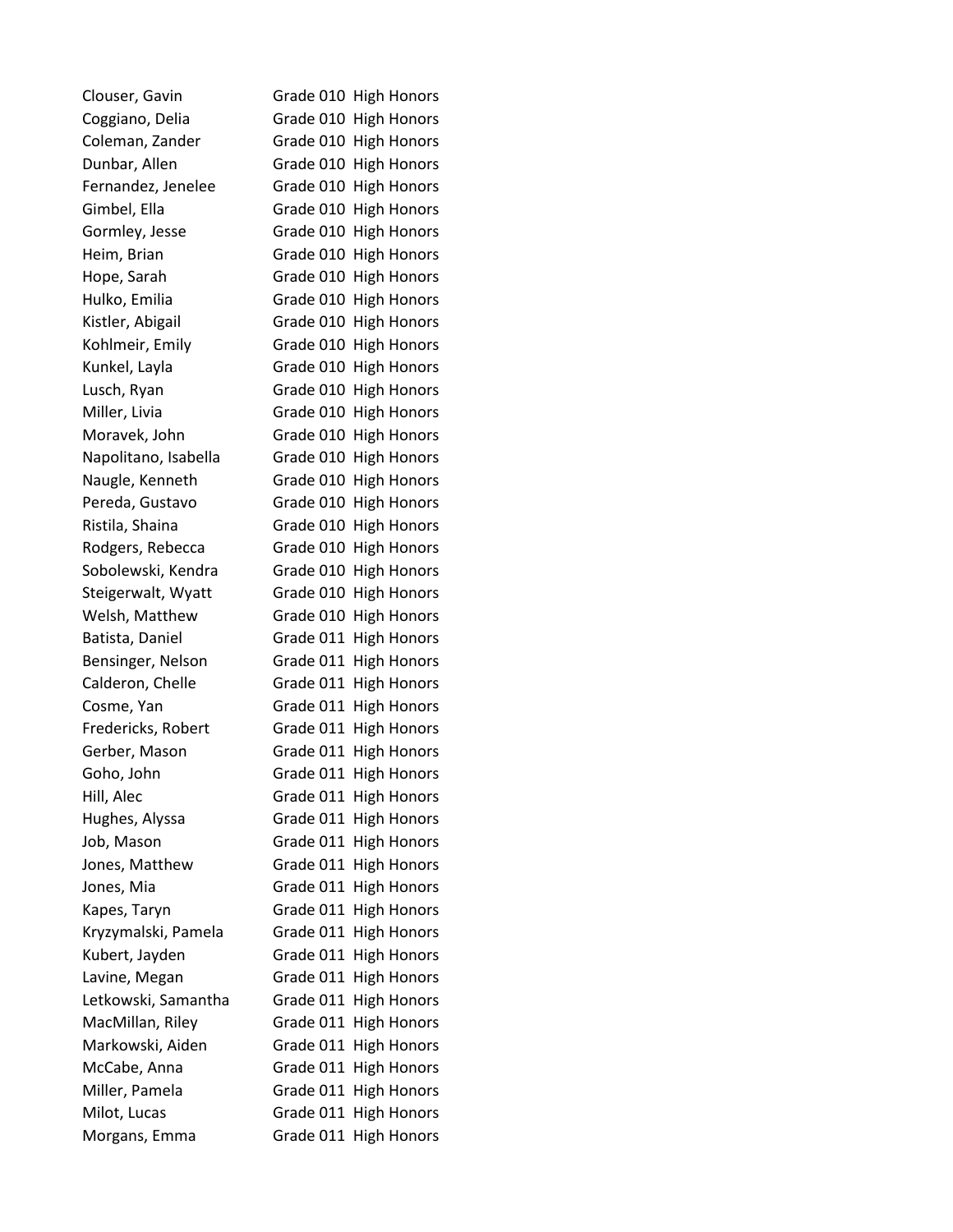| | | |
|---|---|---|
| Clouser, Gavin | Grade 010 | High Honors |
| Coggiano, Delia | Grade 010 | High Honors |
| Coleman, Zander | Grade 010 | High Honors |
| Dunbar, Allen | Grade 010 | High Honors |
| Fernandez, Jenelee | Grade 010 | High Honors |
| Gimbel, Ella | Grade 010 | High Honors |
| Gormley, Jesse | Grade 010 | High Honors |
| Heim, Brian | Grade 010 | High Honors |
| Hope, Sarah | Grade 010 | High Honors |
| Hulko, Emilia | Grade 010 | High Honors |
| Kistler, Abigail | Grade 010 | High Honors |
| Kohlmeir, Emily | Grade 010 | High Honors |
| Kunkel, Layla | Grade 010 | High Honors |
| Lusch, Ryan | Grade 010 | High Honors |
| Miller, Livia | Grade 010 | High Honors |
| Moravek, John | Grade 010 | High Honors |
| Napolitano, Isabella | Grade 010 | High Honors |
| Naugle, Kenneth | Grade 010 | High Honors |
| Pereda, Gustavo | Grade 010 | High Honors |
| Ristila, Shaina | Grade 010 | High Honors |
| Rodgers, Rebecca | Grade 010 | High Honors |
| Sobolewski, Kendra | Grade 010 | High Honors |
| Steigerwalt, Wyatt | Grade 010 | High Honors |
| Welsh, Matthew | Grade 010 | High Honors |
| Batista, Daniel | Grade 011 | High Honors |
| Bensinger, Nelson | Grade 011 | High Honors |
| Calderon, Chelle | Grade 011 | High Honors |
| Cosme, Yan | Grade 011 | High Honors |
| Fredericks, Robert | Grade 011 | High Honors |
| Gerber, Mason | Grade 011 | High Honors |
| Goho, John | Grade 011 | High Honors |
| Hill, Alec | Grade 011 | High Honors |
| Hughes, Alyssa | Grade 011 | High Honors |
| Job, Mason | Grade 011 | High Honors |
| Jones, Matthew | Grade 011 | High Honors |
| Jones, Mia | Grade 011 | High Honors |
| Kapes, Taryn | Grade 011 | High Honors |
| Kryzymalski, Pamela | Grade 011 | High Honors |
| Kubert, Jayden | Grade 011 | High Honors |
| Lavine, Megan | Grade 011 | High Honors |
| Letkowski, Samantha | Grade 011 | High Honors |
| MacMillan, Riley | Grade 011 | High Honors |
| Markowski, Aiden | Grade 011 | High Honors |
| McCabe, Anna | Grade 011 | High Honors |
| Miller, Pamela | Grade 011 | High Honors |
| Milot, Lucas | Grade 011 | High Honors |
| Morgans, Emma | Grade 011 | High Honors |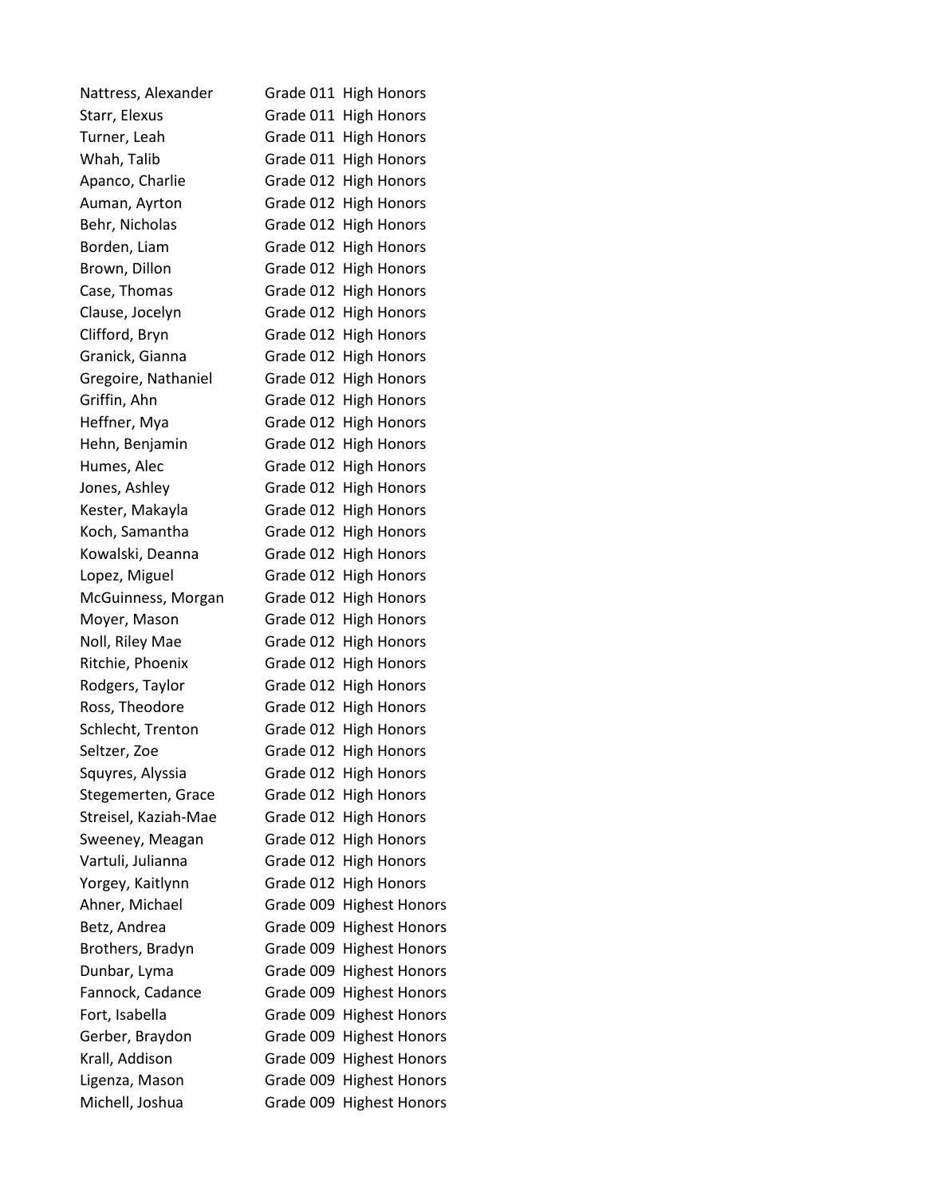| | | |
|---|---|---|
| Nattress, Alexander | Grade 011 | High Honors |
| Starr, Elexus | Grade 011 | High Honors |
| Turner, Leah | Grade 011 | High Honors |
| Whah, Talib | Grade 011 | High Honors |
| Apanco, Charlie | Grade 012 | High Honors |
| Auman, Ayrton | Grade 012 | High Honors |
| Behr, Nicholas | Grade 012 | High Honors |
| Borden, Liam | Grade 012 | High Honors |
| Brown, Dillon | Grade 012 | High Honors |
| Case, Thomas | Grade 012 | High Honors |
| Clause, Jocelyn | Grade 012 | High Honors |
| Clifford, Bryn | Grade 012 | High Honors |
| Granick, Gianna | Grade 012 | High Honors |
| Gregoire, Nathaniel | Grade 012 | High Honors |
| Griffin, Ahn | Grade 012 | High Honors |
| Heffner, Mya | Grade 012 | High Honors |
| Hehn, Benjamin | Grade 012 | High Honors |
| Humes, Alec | Grade 012 | High Honors |
| Jones, Ashley | Grade 012 | High Honors |
| Kester, Makayla | Grade 012 | High Honors |
| Koch, Samantha | Grade 012 | High Honors |
| Kowalski, Deanna | Grade 012 | High Honors |
| Lopez, Miguel | Grade 012 | High Honors |
| McGuinness, Morgan | Grade 012 | High Honors |
| Moyer, Mason | Grade 012 | High Honors |
| Noll, Riley Mae | Grade 012 | High Honors |
| Ritchie, Phoenix | Grade 012 | High Honors |
| Rodgers, Taylor | Grade 012 | High Honors |
| Ross, Theodore | Grade 012 | High Honors |
| Schlecht, Trenton | Grade 012 | High Honors |
| Seltzer, Zoe | Grade 012 | High Honors |
| Squyres, Alyssia | Grade 012 | High Honors |
| Stegemerten, Grace | Grade 012 | High Honors |
| Streisel, Kaziah-Mae | Grade 012 | High Honors |
| Sweeney, Meagan | Grade 012 | High Honors |
| Vartuli, Julianna | Grade 012 | High Honors |
| Yorgey, Kaitlynn | Grade 012 | High Honors |
| Ahner, Michael | Grade 009 | Highest Honors |
| Betz, Andrea | Grade 009 | Highest Honors |
| Brothers, Bradyn | Grade 009 | Highest Honors |
| Dunbar, Lyma | Grade 009 | Highest Honors |
| Fannock, Cadance | Grade 009 | Highest Honors |
| Fort, Isabella | Grade 009 | Highest Honors |
| Gerber, Braydon | Grade 009 | Highest Honors |
| Krall, Addison | Grade 009 | Highest Honors |
| Ligenza, Mason | Grade 009 | Highest Honors |
| Michell, Joshua | Grade 009 | Highest Honors |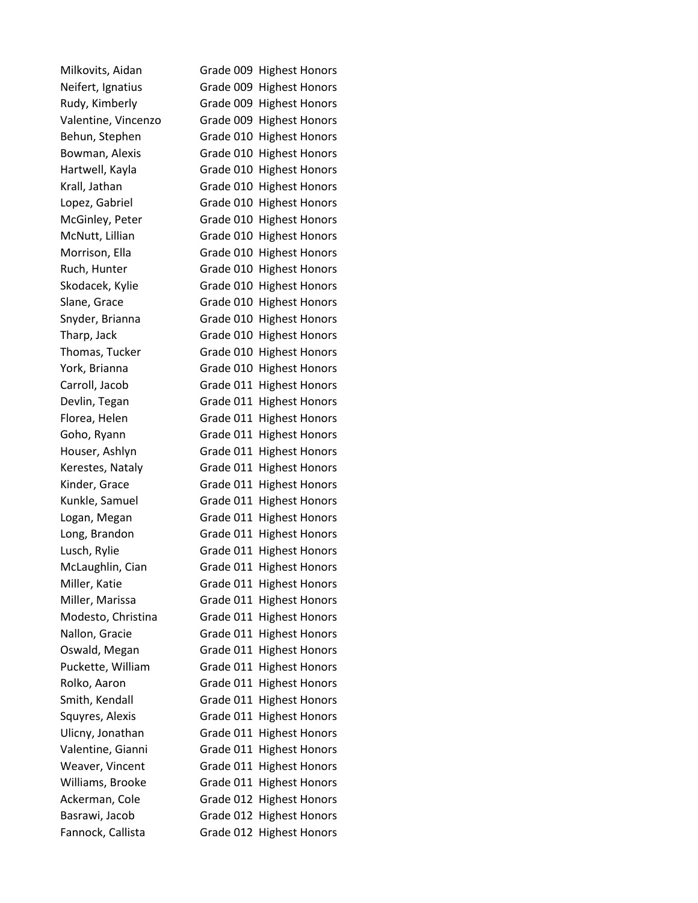| | | |
|---|---|---|
| Milkovits, Aidan | Grade 009 | Highest Honors |
| Neifert, Ignatius | Grade 009 | Highest Honors |
| Rudy, Kimberly | Grade 009 | Highest Honors |
| Valentine, Vincenzo | Grade 009 | Highest Honors |
| Behun, Stephen | Grade 010 | Highest Honors |
| Bowman, Alexis | Grade 010 | Highest Honors |
| Hartwell, Kayla | Grade 010 | Highest Honors |
| Krall, Jathan | Grade 010 | Highest Honors |
| Lopez, Gabriel | Grade 010 | Highest Honors |
| McGinley, Peter | Grade 010 | Highest Honors |
| McNutt, Lillian | Grade 010 | Highest Honors |
| Morrison, Ella | Grade 010 | Highest Honors |
| Ruch, Hunter | Grade 010 | Highest Honors |
| Skodacek, Kylie | Grade 010 | Highest Honors |
| Slane, Grace | Grade 010 | Highest Honors |
| Snyder, Brianna | Grade 010 | Highest Honors |
| Tharp, Jack | Grade 010 | Highest Honors |
| Thomas, Tucker | Grade 010 | Highest Honors |
| York, Brianna | Grade 010 | Highest Honors |
| Carroll, Jacob | Grade 011 | Highest Honors |
| Devlin, Tegan | Grade 011 | Highest Honors |
| Florea, Helen | Grade 011 | Highest Honors |
| Goho, Ryann | Grade 011 | Highest Honors |
| Houser, Ashlyn | Grade 011 | Highest Honors |
| Kerestes, Nataly | Grade 011 | Highest Honors |
| Kinder, Grace | Grade 011 | Highest Honors |
| Kunkle, Samuel | Grade 011 | Highest Honors |
| Logan, Megan | Grade 011 | Highest Honors |
| Long, Brandon | Grade 011 | Highest Honors |
| Lusch, Rylie | Grade 011 | Highest Honors |
| McLaughlin, Cian | Grade 011 | Highest Honors |
| Miller, Katie | Grade 011 | Highest Honors |
| Miller, Marissa | Grade 011 | Highest Honors |
| Modesto, Christina | Grade 011 | Highest Honors |
| Nallon, Gracie | Grade 011 | Highest Honors |
| Oswald, Megan | Grade 011 | Highest Honors |
| Puckette, William | Grade 011 | Highest Honors |
| Rolko, Aaron | Grade 011 | Highest Honors |
| Smith, Kendall | Grade 011 | Highest Honors |
| Squyres, Alexis | Grade 011 | Highest Honors |
| Ulicny, Jonathan | Grade 011 | Highest Honors |
| Valentine, Gianni | Grade 011 | Highest Honors |
| Weaver, Vincent | Grade 011 | Highest Honors |
| Williams, Brooke | Grade 011 | Highest Honors |
| Ackerman, Cole | Grade 012 | Highest Honors |
| Basrawi, Jacob | Grade 012 | Highest Honors |
| Fannock, Callista | Grade 012 | Highest Honors |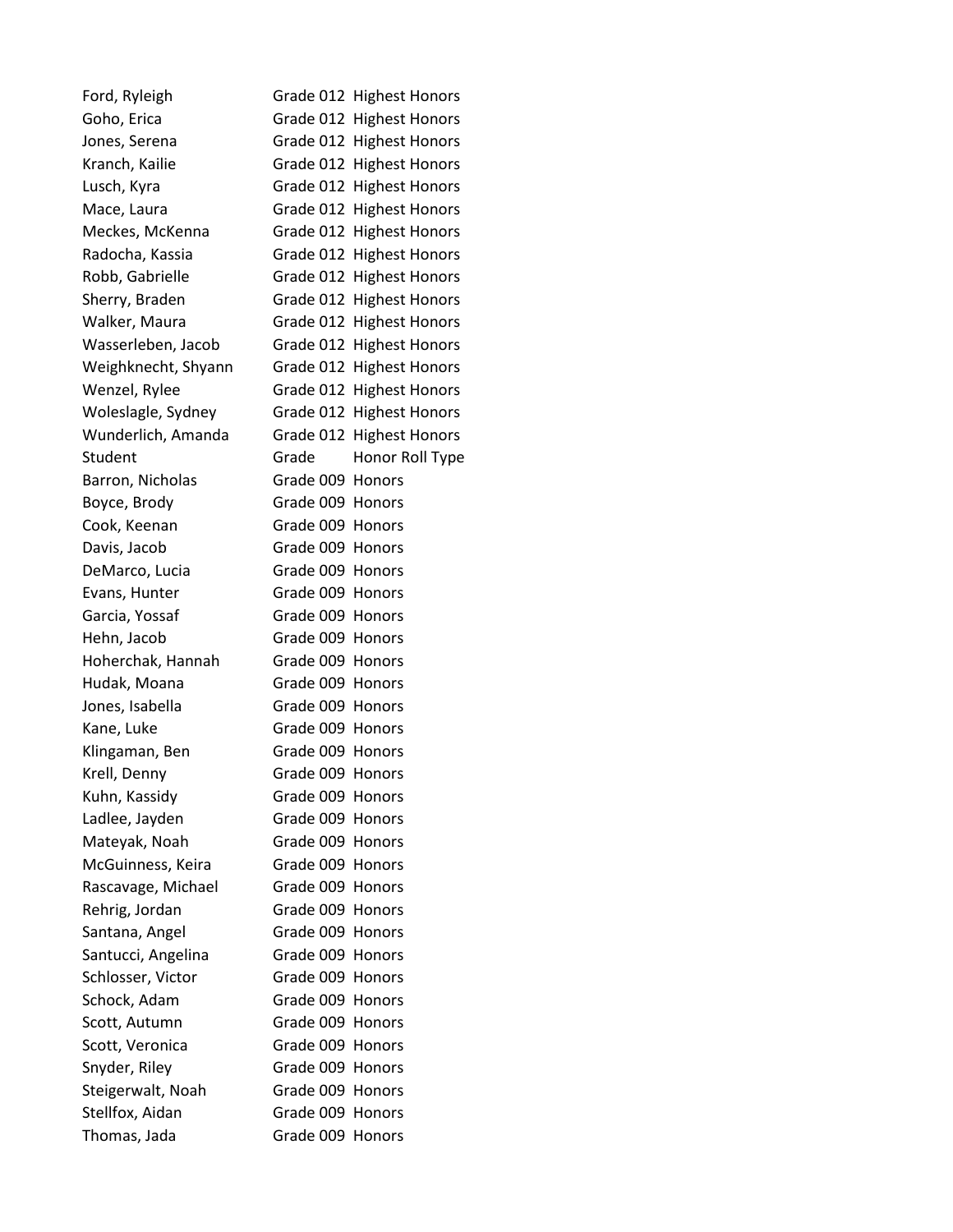| | | |
|---|---|---|
| Ford, Ryleigh | Grade 012 | Highest Honors |
| Goho, Erica | Grade 012 | Highest Honors |
| Jones, Serena | Grade 012 | Highest Honors |
| Kranch, Kailie | Grade 012 | Highest Honors |
| Lusch, Kyra | Grade 012 | Highest Honors |
| Mace, Laura | Grade 012 | Highest Honors |
| Meckes, McKenna | Grade 012 | Highest Honors |
| Radocha, Kassia | Grade 012 | Highest Honors |
| Robb, Gabrielle | Grade 012 | Highest Honors |
| Sherry, Braden | Grade 012 | Highest Honors |
| Walker, Maura | Grade 012 | Highest Honors |
| Wasserleben, Jacob | Grade 012 | Highest Honors |
| Weighknecht, Shyann | Grade 012 | Highest Honors |
| Wenzel, Rylee | Grade 012 | Highest Honors |
| Woleslagle, Sydney | Grade 012 | Highest Honors |
| Wunderlich, Amanda | Grade 012 | Highest Honors |

| Student | Grade | Honor Roll Type |
|---|---|---|
| Barron, Nicholas | Grade 009 | Honors |
| Boyce, Brody | Grade 009 | Honors |
| Cook, Keenan | Grade 009 | Honors |
| Davis, Jacob | Grade 009 | Honors |
| DeMarco, Lucia | Grade 009 | Honors |
| Evans, Hunter | Grade 009 | Honors |
| Garcia, Yossaf | Grade 009 | Honors |
| Hehn, Jacob | Grade 009 | Honors |
| Hoherchak, Hannah | Grade 009 | Honors |
| Hudak, Moana | Grade 009 | Honors |
| Jones, Isabella | Grade 009 | Honors |
| Kane, Luke | Grade 009 | Honors |
| Klingaman, Ben | Grade 009 | Honors |
| Krell, Denny | Grade 009 | Honors |
| Kuhn, Kassidy | Grade 009 | Honors |
| Ladlee, Jayden | Grade 009 | Honors |
| Mateyak, Noah | Grade 009 | Honors |
| McGuinness, Keira | Grade 009 | Honors |
| Rascavage, Michael | Grade 009 | Honors |
| Rehrig, Jordan | Grade 009 | Honors |
| Santana, Angel | Grade 009 | Honors |
| Santucci, Angelina | Grade 009 | Honors |
| Schlosser, Victor | Grade 009 | Honors |
| Schock, Adam | Grade 009 | Honors |
| Scott, Autumn | Grade 009 | Honors |
| Scott, Veronica | Grade 009 | Honors |
| Snyder, Riley | Grade 009 | Honors |
| Steigerwalt, Noah | Grade 009 | Honors |
| Stellfox, Aidan | Grade 009 | Honors |
| Thomas, Jada | Grade 009 | Honors |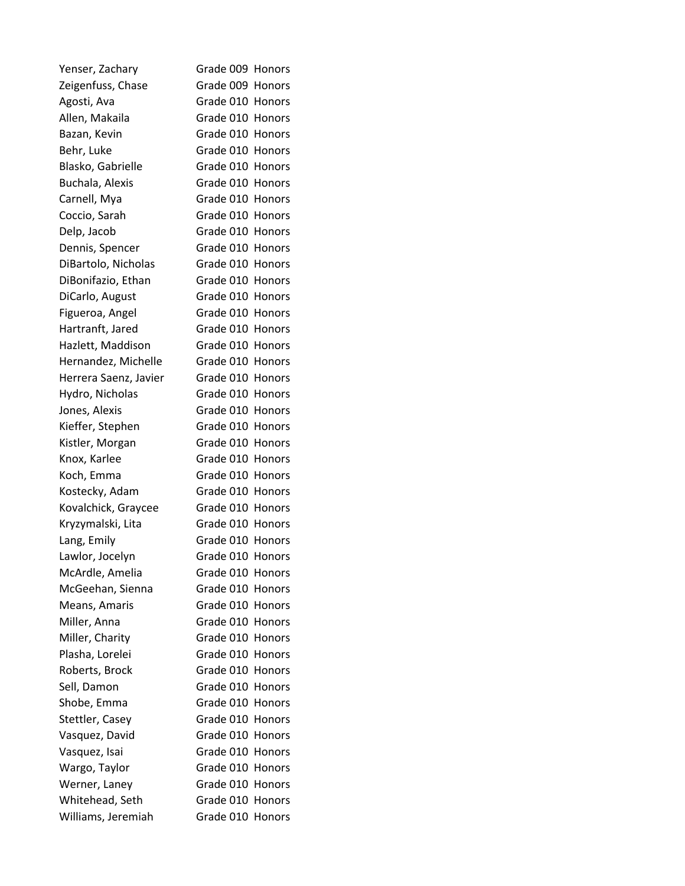| | | |
|---|---|---|
| Yenser, Zachary | Grade 009 | Honors |
| Zeigenfuss, Chase | Grade 009 | Honors |
| Agosti, Ava | Grade 010 | Honors |
| Allen, Makaila | Grade 010 | Honors |
| Bazan, Kevin | Grade 010 | Honors |
| Behr, Luke | Grade 010 | Honors |
| Blasko, Gabrielle | Grade 010 | Honors |
| Buchala, Alexis | Grade 010 | Honors |
| Carnell, Mya | Grade 010 | Honors |
| Coccio, Sarah | Grade 010 | Honors |
| Delp, Jacob | Grade 010 | Honors |
| Dennis, Spencer | Grade 010 | Honors |
| DiBartolo, Nicholas | Grade 010 | Honors |
| DiBonifazio, Ethan | Grade 010 | Honors |
| DiCarlo, August | Grade 010 | Honors |
| Figueroa, Angel | Grade 010 | Honors |
| Hartranft, Jared | Grade 010 | Honors |
| Hazlett, Maddison | Grade 010 | Honors |
| Hernandez, Michelle | Grade 010 | Honors |
| Herrera Saenz, Javier | Grade 010 | Honors |
| Hydro, Nicholas | Grade 010 | Honors |
| Jones, Alexis | Grade 010 | Honors |
| Kieffer, Stephen | Grade 010 | Honors |
| Kistler, Morgan | Grade 010 | Honors |
| Knox, Karlee | Grade 010 | Honors |
| Koch, Emma | Grade 010 | Honors |
| Kostecky, Adam | Grade 010 | Honors |
| Kovalchick, Graycee | Grade 010 | Honors |
| Kryzymalski, Lita | Grade 010 | Honors |
| Lang, Emily | Grade 010 | Honors |
| Lawlor, Jocelyn | Grade 010 | Honors |
| McArdle, Amelia | Grade 010 | Honors |
| McGeehan, Sienna | Grade 010 | Honors |
| Means, Amaris | Grade 010 | Honors |
| Miller, Anna | Grade 010 | Honors |
| Miller, Charity | Grade 010 | Honors |
| Plasha, Lorelei | Grade 010 | Honors |
| Roberts, Brock | Grade 010 | Honors |
| Sell, Damon | Grade 010 | Honors |
| Shobe, Emma | Grade 010 | Honors |
| Stettler, Casey | Grade 010 | Honors |
| Vasquez, David | Grade 010 | Honors |
| Vasquez, Isai | Grade 010 | Honors |
| Wargo, Taylor | Grade 010 | Honors |
| Werner, Laney | Grade 010 | Honors |
| Whitehead, Seth | Grade 010 | Honors |
| Williams, Jeremiah | Grade 010 | Honors |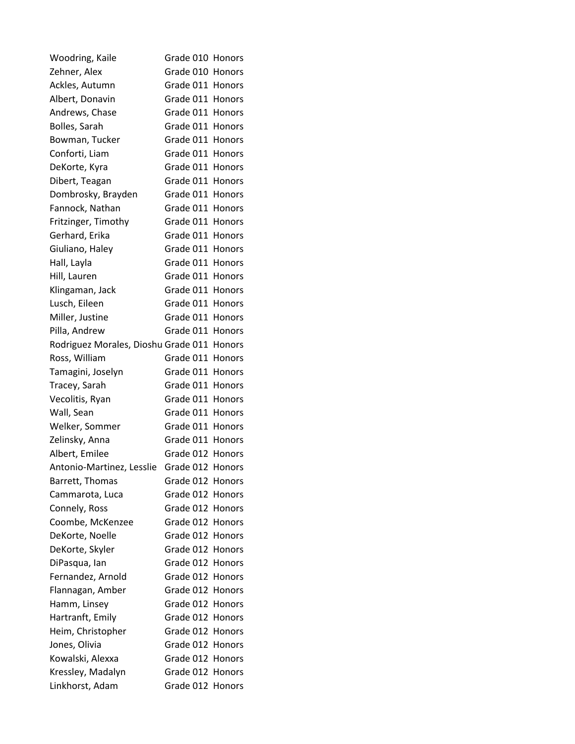| | | |
|---|---|---|
| Woodring, Kaile | Grade 010 | Honors |
| Zehner, Alex | Grade 010 | Honors |
| Ackles, Autumn | Grade 011 | Honors |
| Albert, Donavin | Grade 011 | Honors |
| Andrews, Chase | Grade 011 | Honors |
| Bolles, Sarah | Grade 011 | Honors |
| Bowman, Tucker | Grade 011 | Honors |
| Conforti, Liam | Grade 011 | Honors |
| DeKorte, Kyra | Grade 011 | Honors |
| Dibert, Teagan | Grade 011 | Honors |
| Dombrosky, Brayden | Grade 011 | Honors |
| Fannock, Nathan | Grade 011 | Honors |
| Fritzinger, Timothy | Grade 011 | Honors |
| Gerhard, Erika | Grade 011 | Honors |
| Giuliano, Haley | Grade 011 | Honors |
| Hall, Layla | Grade 011 | Honors |
| Hill, Lauren | Grade 011 | Honors |
| Klingaman, Jack | Grade 011 | Honors |
| Lusch, Eileen | Grade 011 | Honors |
| Miller, Justine | Grade 011 | Honors |
| Pilla, Andrew | Grade 011 | Honors |
| Rodriguez Morales, Dioshu | Grade 011 | Honors |
| Ross, William | Grade 011 | Honors |
| Tamagini, Joselyn | Grade 011 | Honors |
| Tracey, Sarah | Grade 011 | Honors |
| Vecolitis, Ryan | Grade 011 | Honors |
| Wall, Sean | Grade 011 | Honors |
| Welker, Sommer | Grade 011 | Honors |
| Zelinsky, Anna | Grade 011 | Honors |
| Albert, Emilee | Grade 012 | Honors |
| Antonio-Martinez, Lesslie | Grade 012 | Honors |
| Barrett, Thomas | Grade 012 | Honors |
| Cammarota, Luca | Grade 012 | Honors |
| Connely, Ross | Grade 012 | Honors |
| Coombe, McKenzee | Grade 012 | Honors |
| DeKorte, Noelle | Grade 012 | Honors |
| DeKorte, Skyler | Grade 012 | Honors |
| DiPasqua, Ian | Grade 012 | Honors |
| Fernandez, Arnold | Grade 012 | Honors |
| Flannagan, Amber | Grade 012 | Honors |
| Hamm, Linsey | Grade 012 | Honors |
| Hartranft, Emily | Grade 012 | Honors |
| Heim, Christopher | Grade 012 | Honors |
| Jones, Olivia | Grade 012 | Honors |
| Kowalski, Alexxa | Grade 012 | Honors |
| Kressley, Madalyn | Grade 012 | Honors |
| Linkhorst, Adam | Grade 012 | Honors |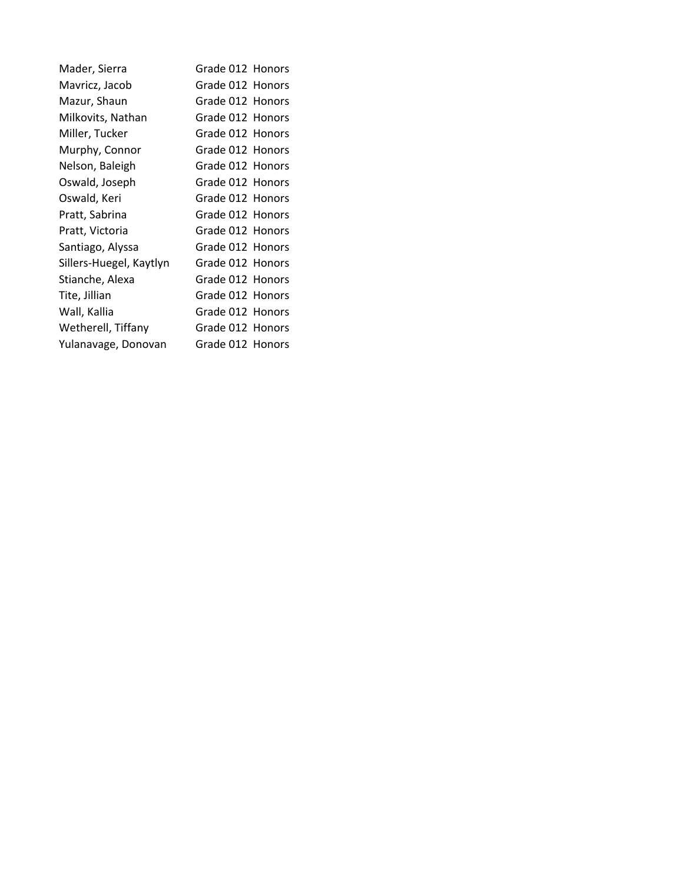| | | |
|---|---|---|
| Mader, Sierra | Grade 012 | Honors |
| Mavricz, Jacob | Grade 012 | Honors |
| Mazur, Shaun | Grade 012 | Honors |
| Milkovits, Nathan | Grade 012 | Honors |
| Miller, Tucker | Grade 012 | Honors |
| Murphy, Connor | Grade 012 | Honors |
| Nelson, Baleigh | Grade 012 | Honors |
| Oswald, Joseph | Grade 012 | Honors |
| Oswald, Keri | Grade 012 | Honors |
| Pratt, Sabrina | Grade 012 | Honors |
| Pratt, Victoria | Grade 012 | Honors |
| Santiago, Alyssa | Grade 012 | Honors |
| Sillers-Huegel, Kaytlyn | Grade 012 | Honors |
| Stianche, Alexa | Grade 012 | Honors |
| Tite, Jillian | Grade 012 | Honors |
| Wall, Kallia | Grade 012 | Honors |
| Wetherell, Tiffany | Grade 012 | Honors |
| Yulanavage, Donovan | Grade 012 | Honors |